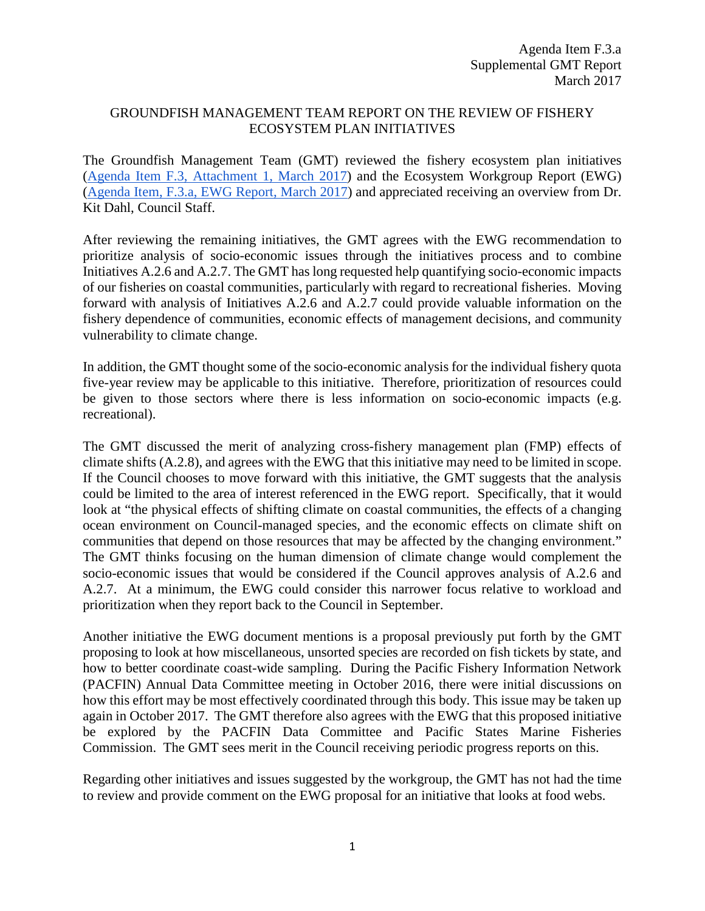Agenda Item F.3.a
Supplemental GMT Report
March 2017

# GROUNDFISH MANAGEMENT TEAM REPORT ON THE REVIEW OF FISHERY ECOSYSTEM PLAN INITIATIVES

The Groundfish Management Team (GMT) reviewed the fishery ecosystem plan initiatives ([Agenda Item F.3, Attachment 1, March 2017]) and the Ecosystem Workgroup Report (EWG) ([Agenda Item, F.3.a, EWG Report, March 2017]) and appreciated receiving an overview from Dr. Kit Dahl, Council Staff.

After reviewing the remaining initiatives, the GMT agrees with the EWG recommendation to prioritize analysis of socio-economic issues through the initiatives process and to combine Initiatives A.2.6 and A.2.7. The GMT has long requested help quantifying socio-economic impacts of our fisheries on coastal communities, particularly with regard to recreational fisheries. Moving forward with analysis of Initiatives A.2.6 and A.2.7 could provide valuable information on the fishery dependence of communities, economic effects of management decisions, and community vulnerability to climate change.

In addition, the GMT thought some of the socio-economic analysis for the individual fishery quota five-year review may be applicable to this initiative. Therefore, prioritization of resources could be given to those sectors where there is less information on socio-economic impacts (e.g. recreational).

The GMT discussed the merit of analyzing cross-fishery management plan (FMP) effects of climate shifts (A.2.8), and agrees with the EWG that this initiative may need to be limited in scope. If the Council chooses to move forward with this initiative, the GMT suggests that the analysis could be limited to the area of interest referenced in the EWG report. Specifically, that it would look at "the physical effects of shifting climate on coastal communities, the effects of a changing ocean environment on Council-managed species, and the economic effects on climate shift on communities that depend on those resources that may be affected by the changing environment." The GMT thinks focusing on the human dimension of climate change would complement the socio-economic issues that would be considered if the Council approves analysis of A.2.6 and A.2.7. At a minimum, the EWG could consider this narrower focus relative to workload and prioritization when they report back to the Council in September.

Another initiative the EWG document mentions is a proposal previously put forth by the GMT proposing to look at how miscellaneous, unsorted species are recorded on fish tickets by state, and how to better coordinate coast-wide sampling. During the Pacific Fishery Information Network (PACFIN) Annual Data Committee meeting in October 2016, there were initial discussions on how this effort may be most effectively coordinated through this body. This issue may be taken up again in October 2017. The GMT therefore also agrees with the EWG that this proposed initiative be explored by the PACFIN Data Committee and Pacific States Marine Fisheries Commission. The GMT sees merit in the Council receiving periodic progress reports on this.

Regarding other initiatives and issues suggested by the workgroup, the GMT has not had the time to review and provide comment on the EWG proposal for an initiative that looks at food webs.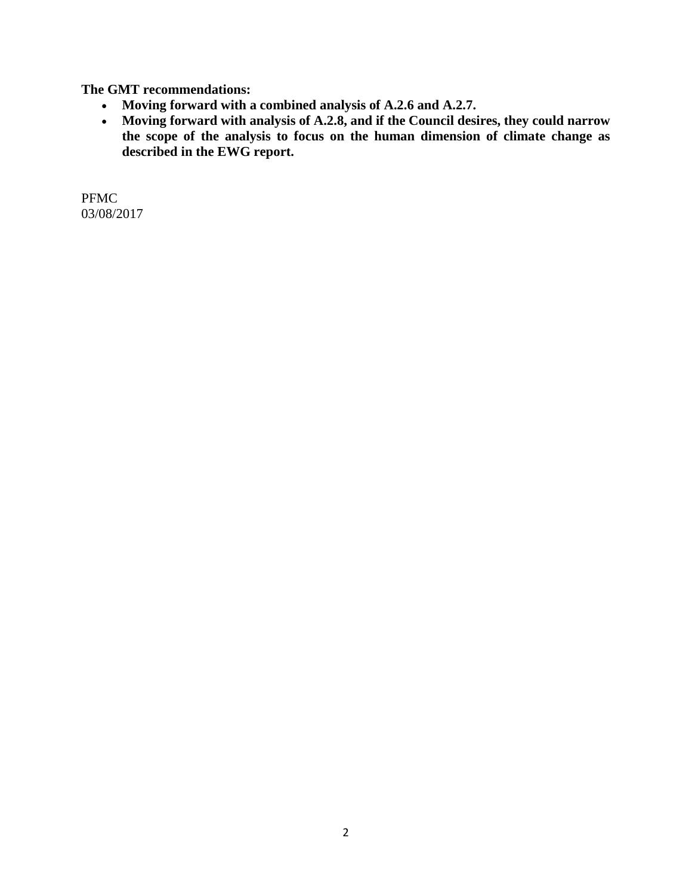**The GMT recommendations:**

- **Moving forward with a combined analysis of A.2.6 and A.2.7.**
- **Moving forward with analysis of A.2.8, and if the Council desires, they could narrow the scope of the analysis to focus on the human dimension of climate change as described in the EWG report.**

PFMC
03/08/2017